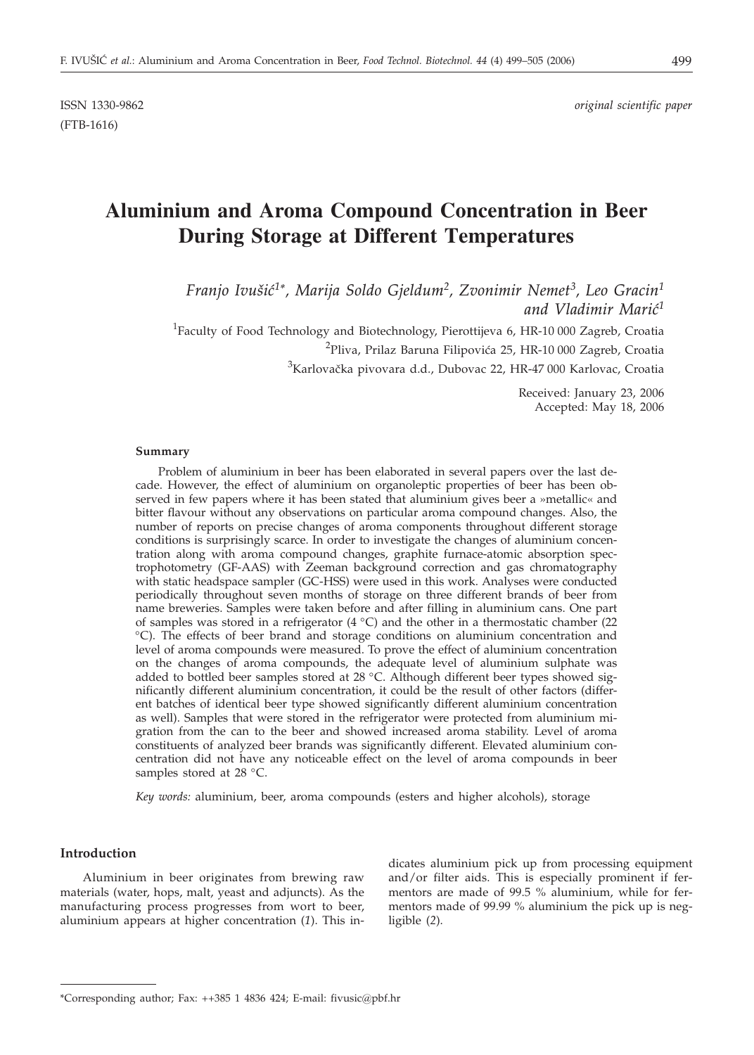ISSN 1330-9862 *original scientific paper*

(FTB-1616)

# Aluminium and Aroma Compound Concentration in Beer During Storage at Different Temperatures

*Franjo Ivušić[1]\*, Marija Soldo Gjeldum[2], Zvonimir Nemet[3], Leo Gracin[1] and Vladimir Marić[1]*

[1]Faculty of Food Technology and Biotechnology, Pierottijeva 6, HR-10 000 Zagreb, Croatia

[2]Pliva, Prilaz Baruna Filipovića 25, HR-10 000 Zagreb, Croatia

[3]Karlovačka pivovara d.d., Dubovac 22, HR-47 000 Karlovac, Croatia

Received: January 23, 2006
Accepted: May 18, 2006

#### Summary

Problem of aluminium in beer has been elaborated in several papers over the last decade. However, the effect of aluminium on organoleptic properties of beer has been observed in few papers where it has been stated that aluminium gives beer a »metallic« and bitter flavour without any observations on particular aroma compound changes. Also, the number of reports on precise changes of aroma components throughout different storage conditions is surprisingly scarce. In order to investigate the changes of aluminium concentration along with aroma compound changes, graphite furnace-atomic absorption spectrophotometry (GF-AAS) with Zeeman background correction and gas chromatography with static headspace sampler (GC-HSS) were used in this work. Analyses were conducted periodically throughout seven months of storage on three different brands of beer from name breweries. Samples were taken before and after filling in aluminium cans. One part of samples was stored in a refrigerator (4 °C) and the other in a thermostatic chamber (22 °C). The effects of beer brand and storage conditions on aluminium concentration and level of aroma compounds were measured. To prove the effect of aluminium concentration on the changes of aroma compounds, the adequate level of aluminium sulphate was added to bottled beer samples stored at 28 °C. Although different beer types showed significantly different aluminium concentration, it could be the result of other factors (different batches of identical beer type showed significantly different aluminium concentration as well). Samples that were stored in the refrigerator were protected from aluminium migration from the can to the beer and showed increased aroma stability. Level of aroma constituents of analyzed beer brands was significantly different. Elevated aluminium concentration did not have any noticeable effect on the level of aroma compounds in beer samples stored at 28 °C.

*Key words:* aluminium, beer, aroma compounds (esters and higher alcohols), storage

#### Introduction

Aluminium in beer originates from brewing raw materials (water, hops, malt, yeast and adjuncts). As the manufacturing process progresses from wort to beer, aluminium appears at higher concentration (*1*). This indicates aluminium pick up from processing equipment and/or filter aids. This is especially prominent if fermentors are made of 99.5 % aluminium, while for fermentors made of 99.99 % aluminium the pick up is negligible (*2*).

---

\*Corresponding author; Fax: ++385 1 4836 424; E-mail: fivusic@pbf.hr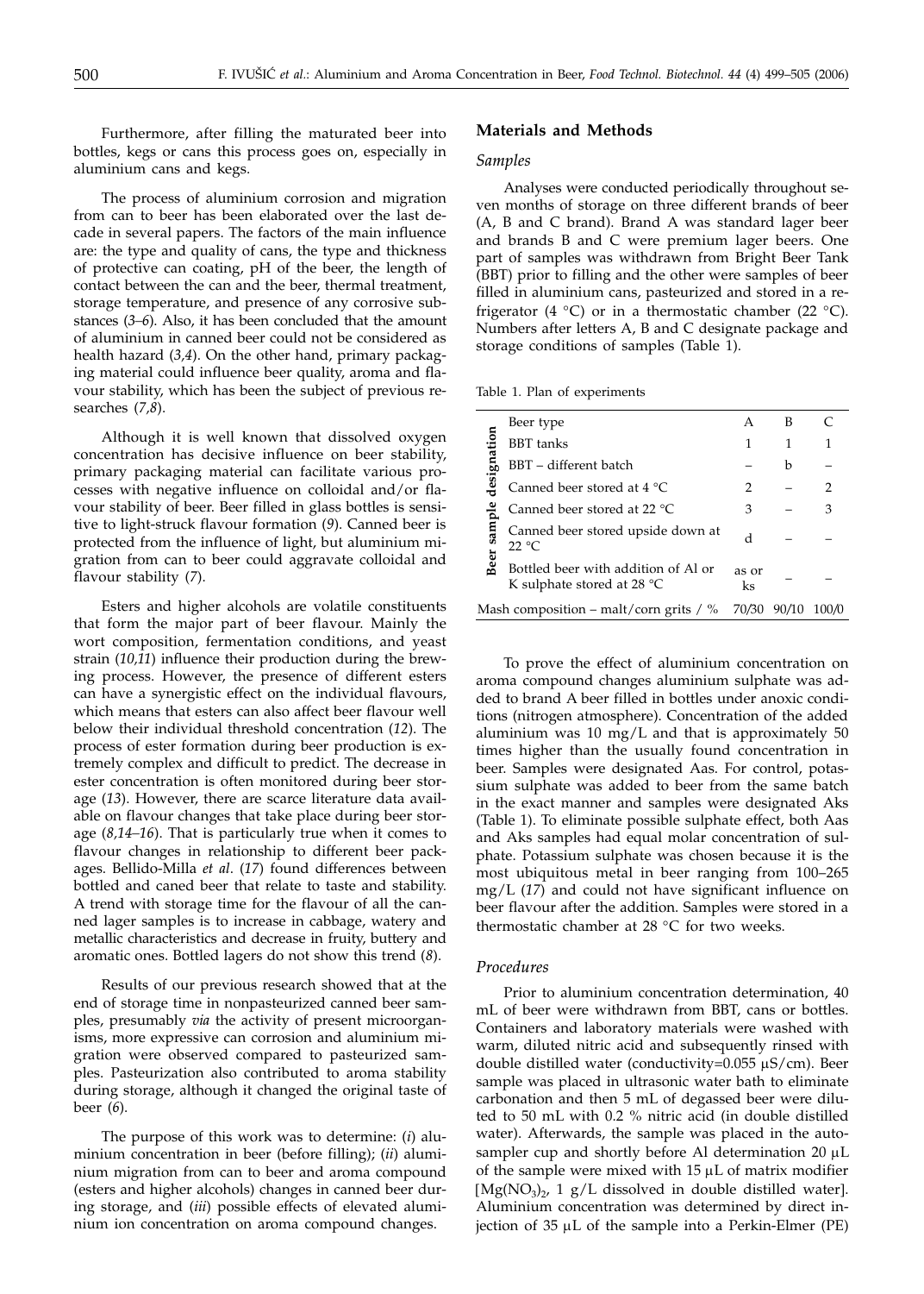Furthermore, after filling the maturated beer into bottles, kegs or cans this process goes on, especially in aluminium cans and kegs.

The process of aluminium corrosion and migration from can to beer has been elaborated over the last decade in several papers. The factors of the main influence are: the type and quality of cans, the type and thickness of protective can coating, pH of the beer, the length of contact between the can and the beer, thermal treatment, storage temperature, and presence of any corrosive substances (*3–6*). Also, it has been concluded that the amount of aluminium in canned beer could not be considered as health hazard (*3,4*). On the other hand, primary packaging material could influence beer quality, aroma and flavour stability, which has been the subject of previous researches (*7,8*).

Although it is well known that dissolved oxygen concentration has decisive influence on beer stability, primary packaging material can facilitate various processes with negative influence on colloidal and/or flavour stability of beer. Beer filled in glass bottles is sensitive to light-struck flavour formation (*9*). Canned beer is protected from the influence of light, but aluminium migration from can to beer could aggravate colloidal and flavour stability (*7*).

Esters and higher alcohols are volatile constituents that form the major part of beer flavour. Mainly the wort composition, fermentation conditions, and yeast strain (*10,11*) influence their production during the brewing process. However, the presence of different esters can have a synergistic effect on the individual flavours, which means that esters can also affect beer flavour well below their individual threshold concentration (*12*). The process of ester formation during beer production is extremely complex and difficult to predict. The decrease in ester concentration is often monitored during beer storage (*13*). However, there are scarce literature data available on flavour changes that take place during beer storage (*8,14–16*). That is particularly true when it comes to flavour changes in relationship to different beer packages. Bellido-Milla *et al*. (*17*) found differences between bottled and caned beer that relate to taste and stability. A trend with storage time for the flavour of all the canned lager samples is to increase in cabbage, watery and metallic characteristics and decrease in fruity, buttery and aromatic ones. Bottled lagers do not show this trend (*8*).

Results of our previous research showed that at the end of storage time in nonpasteurized canned beer samples, presumably *via* the activity of present microorganisms, more expressive can corrosion and aluminium migration were observed compared to pasteurized samples. Pasteurization also contributed to aroma stability during storage, although it changed the original taste of beer (*6*).

The purpose of this work was to determine: (*i*) aluminium concentration in beer (before filling); (*ii*) aluminium migration from can to beer and aroma compound (esters and higher alcohols) changes in canned beer during storage, and (*iii*) possible effects of elevated aluminium ion concentration on aroma compound changes.

## Materials and Methods

### *Samples*

Analyses were conducted periodically throughout seven months of storage on three different brands of beer (A, B and C brand). Brand A was standard lager beer and brands B and C were premium lager beers. One part of samples was withdrawn from Bright Beer Tank (BBT) prior to filling and the other were samples of beer filled in aluminium cans, pasteurized and stored in a refrigerator (4 °C) or in a thermostatic chamber (22 °C). Numbers after letters A, B and C designate package and storage conditions of samples (Table 1).

Table 1. Plan of experiments

| | Beer type | A | B | C |
|---|---|---|---|---|
| Beer sample designation | BBT tanks | 1 | 1 | 1 |
| | BBT – different batch | – | b | – |
| | Canned beer stored at 4 °C | 2 | – | 2 |
| | Canned beer stored at 22 °C | 3 | – | 3 |
| | Canned beer stored upside down at 22 °C | d | – | – |
| | Bottled beer with addition of Al or K sulphate stored at 28 °C | as or ks | – | – |
| Mash composition – malt/corn grits / % | | 70/30 | 90/10 | 100/0 |

To prove the effect of aluminium concentration on aroma compound changes aluminium sulphate was added to brand A beer filled in bottles under anoxic conditions (nitrogen atmosphere). Concentration of the added aluminium was 10 mg/L and that is approximately 50 times higher than the usually found concentration in beer. Samples were designated Aas. For control, potassium sulphate was added to beer from the same batch in the exact manner and samples were designated Aks (Table 1). To eliminate possible sulphate effect, both Aas and Aks samples had equal molar concentration of sulphate. Potassium sulphate was chosen because it is the most ubiquitous metal in beer ranging from 100–265 mg/L (*17*) and could not have significant influence on beer flavour after the addition. Samples were stored in a thermostatic chamber at 28 °C for two weeks.

### *Procedures*

Prior to aluminium concentration determination, 40 mL of beer were withdrawn from BBT, cans or bottles. Containers and laboratory materials were washed with warm, diluted nitric acid and subsequently rinsed with double distilled water (conductivity=0.055 μS/cm). Beer sample was placed in ultrasonic water bath to eliminate carbonation and then 5 mL of degassed beer were diluted to 50 mL with 0.2 % nitric acid (in double distilled water). Afterwards, the sample was placed in the autosampler cup and shortly before Al determination 20 μL of the sample were mixed with 15 μL of matrix modifier [$Mg(NO_3)_2$, 1 g/L dissolved in double distilled water]. Aluminium concentration was determined by direct injection of 35 μL of the sample into a Perkin-Elmer (PE)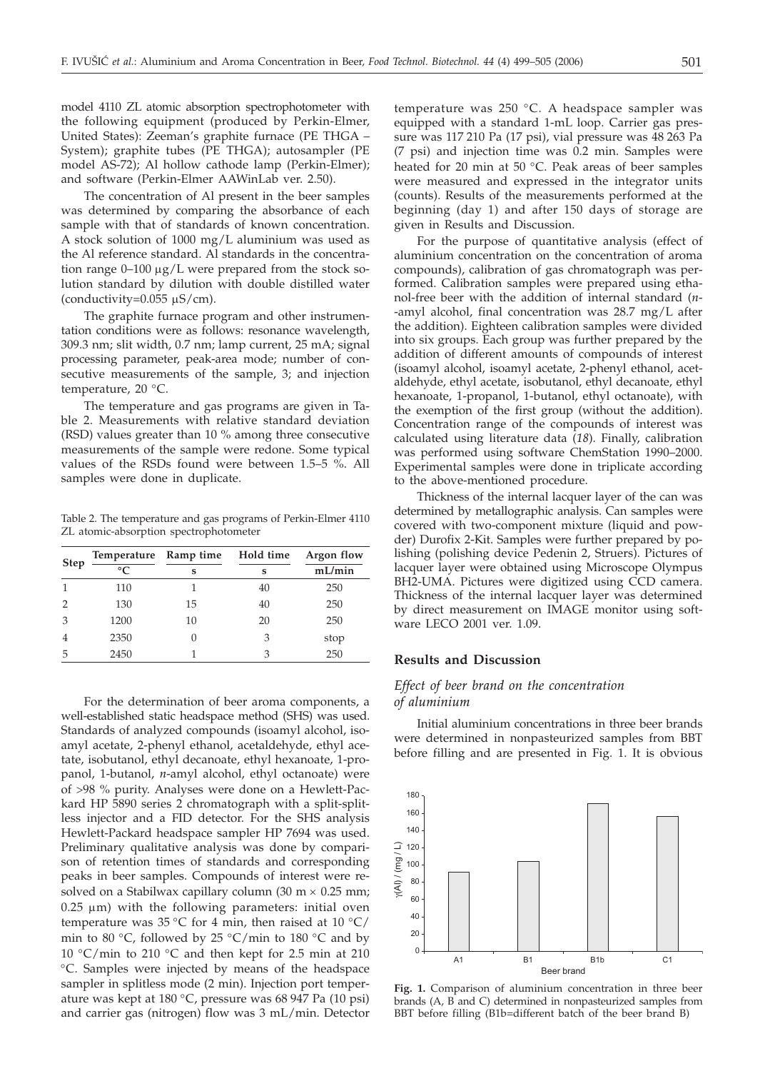model 4110 ZL atomic absorption spectrophotometer with the following equipment (produced by Perkin-Elmer, United States): Zeeman's graphite furnace (PE THGA – System); graphite tubes (PE THGA); autosampler (PE model AS-72); Al hollow cathode lamp (Perkin-Elmer); and software (Perkin-Elmer AAWinLab ver. 2.50).

The concentration of Al present in the beer samples was determined by comparing the absorbance of each sample with that of standards of known concentration. A stock solution of 1000 mg/L aluminium was used as the Al reference standard. Al standards in the concentration range 0–100 μg/L were prepared from the stock solution standard by dilution with double distilled water (conductivity=0.055 μS/cm).

The graphite furnace program and other instrumentation conditions were as follows: resonance wavelength, 309.3 nm; slit width, 0.7 nm; lamp current, 25 mA; signal processing parameter, peak-area mode; number of consecutive measurements of the sample, 3; and injection temperature, 20 °C.

The temperature and gas programs are given in Table 2. Measurements with relative standard deviation (RSD) values greater than 10 % among three consecutive measurements of the sample were redone. Some typical values of the RSDs found were between 1.5–5 %. All samples were done in duplicate.

Table 2. The temperature and gas programs of Perkin-Elmer 4110 ZL atomic-absorption spectrophotometer

| Step | Temperature | Ramp time | Hold time | Argon flow |
|---|---|---|---|---|
| | °C | s | s | mL/min |
| 1 | 110 | 1 | 40 | 250 |
| 2 | 130 | 15 | 40 | 250 |
| 3 | 1200 | 10 | 20 | 250 |
| 4 | 2350 | 0 | 3 | stop |
| 5 | 2450 | 1 | 3 | 250 |

For the determination of beer aroma components, a well-established static headspace method (SHS) was used. Standards of analyzed compounds (isoamyl alcohol, isoamyl acetate, 2-phenyl ethanol, acetaldehyde, ethyl acetate, isobutanol, ethyl decanoate, ethyl hexanoate, 1-propanol, 1-butanol, *n*-amyl alcohol, ethyl octanoate) were of >98 % purity. Analyses were done on a Hewlett-Packard HP 5890 series 2 chromatograph with a split-splitless injector and a FID detector. For the SHS analysis Hewlett-Packard headspace sampler HP 7694 was used. Preliminary qualitative analysis was done by comparison of retention times of standards and corresponding peaks in beer samples. Compounds of interest were resolved on a Stabilwax capillary column (30 m × 0.25 mm; 0.25 μm) with the following parameters: initial oven temperature was 35 °C for 4 min, then raised at 10 °C/min to 80 °C, followed by 25 °C/min to 180 °C and by 10 °C/min to 210 °C and then kept for 2.5 min at 210 °C. Samples were injected by means of the headspace sampler in splitless mode (2 min). Injection port temperature was kept at 180 °C, pressure was 68 947 Pa (10 psi) and carrier gas (nitrogen) flow was 3 mL/min. Detector temperature was 250 °C. A headspace sampler was equipped with a standard 1-mL loop. Carrier gas pressure was 117 210 Pa (17 psi), vial pressure was 48 263 Pa (7 psi) and injection time was 0.2 min. Samples were heated for 20 min at 50 °C. Peak areas of beer samples were measured and expressed in the integrator units (counts). Results of the measurements performed at the beginning (day 1) and after 150 days of storage are given in Results and Discussion.

For the purpose of quantitative analysis (effect of aluminium concentration on the concentration of aroma compounds), calibration of gas chromatograph was performed. Calibration samples were prepared using ethanol-free beer with the addition of internal standard (*n*-amyl alcohol, final concentration was 28.7 mg/L after the addition). Eighteen calibration samples were divided into six groups. Each group was further prepared by the addition of different amounts of compounds of interest (isoamyl alcohol, isoamyl acetate, 2-phenyl ethanol, acetaldehyde, ethyl acetate, isobutanol, ethyl decanoate, ethyl hexanoate, 1-propanol, 1-butanol, ethyl octanoate), with the exemption of the first group (without the addition). Concentration range of the compounds of interest was calculated using literature data (*18*). Finally, calibration was performed using software ChemStation 1990–2000. Experimental samples were done in triplicate according to the above-mentioned procedure.

Thickness of the internal lacquer layer of the can was determined by metallographic analysis. Can samples were covered with two-component mixture (liquid and powder) Durofix 2-Kit. Samples were further prepared by polishing (polishing device Pedenin 2, Struers). Pictures of lacquer layer were obtained using Microscope Olympus BH2-UMA. Pictures were digitized using CCD camera. Thickness of the internal lacquer layer was determined by direct measurement on IMAGE monitor using software LECO 2001 ver. 1.09.

## Results and Discussion

### *Effect of beer brand on the concentration of aluminium*

Initial aluminium concentrations in three beer brands were determined in nonpasteurized samples from BBT before filling and are presented in Fig. 1. It is obvious

**Fig. 1.** Comparison of aluminium concentration in three beer brands (A, B and C) determined in nonpasteurized samples from BBT before filling (B1b=different batch of the beer brand B)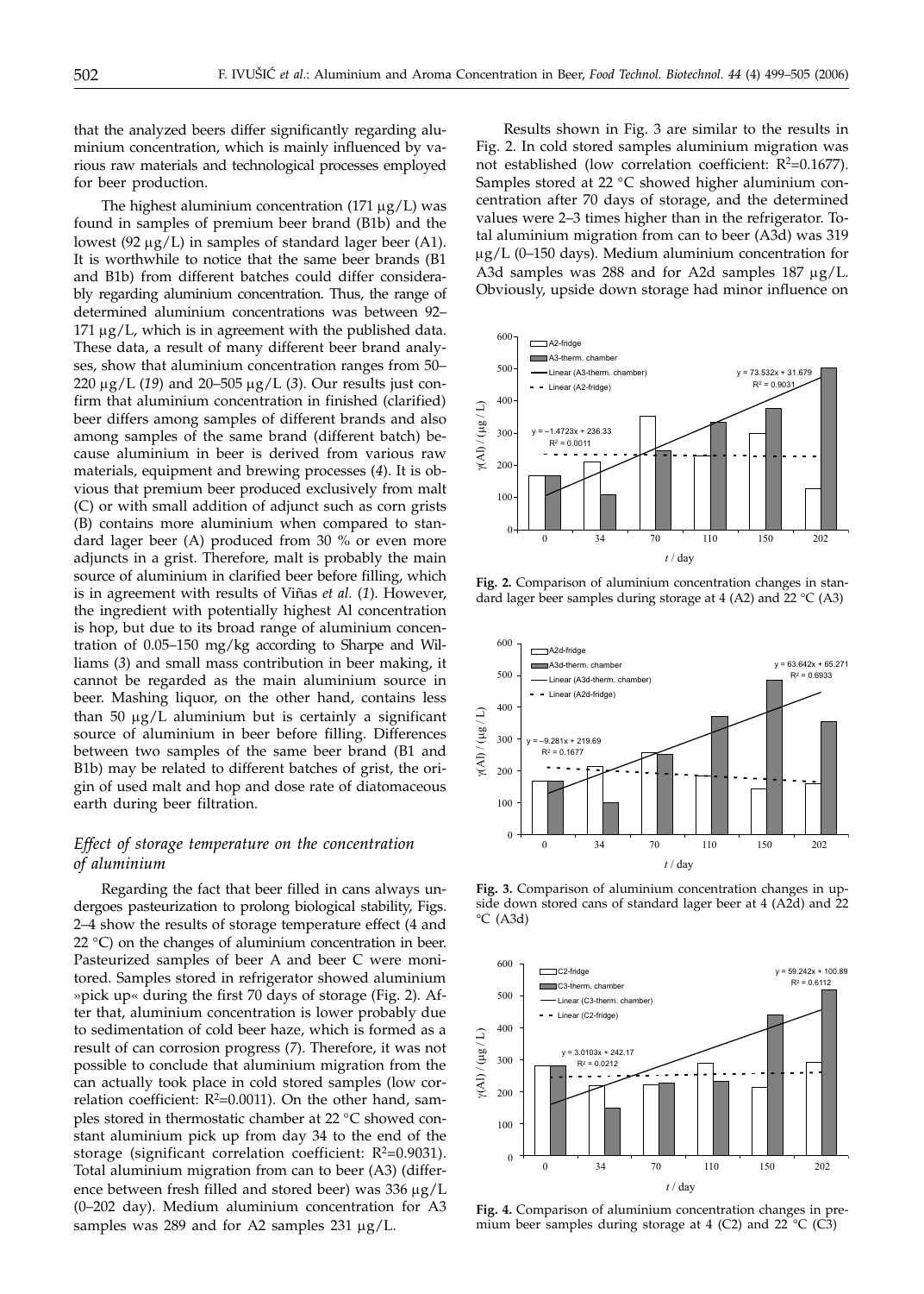that the analyzed beers differ significantly regarding aluminium concentration, which is mainly influenced by various raw materials and technological processes employed for beer production.

The highest aluminium concentration (171 μg/L) was found in samples of premium beer brand (B1b) and the lowest (92 μg/L) in samples of standard lager beer (A1). It is worthwhile to notice that the same beer brands (B1 and B1b) from different batches could differ considerably regarding aluminium concentration. Thus, the range of determined aluminium concentrations was between 92–171 μg/L, which is in agreement with the published data. These data, a result of many different beer brand analyses, show that aluminium concentration ranges from 50–220 μg/L (*19*) and 20–505 μg/L (*3*). Our results just confirm that aluminium concentration in finished (clarified) beer differs among samples of different brands and also among samples of the same brand (different batch) because aluminium in beer is derived from various raw materials, equipment and brewing processes (*4*). It is obvious that premium beer produced exclusively from malt (C) or with small addition of adjunct such as corn grists (B) contains more aluminium when compared to standard lager beer (A) produced from 30 % or even more adjuncts in a grist. Therefore, malt is probably the main source of aluminium in clarified beer before filling, which is in agreement with results of Viñas *et al.* (*1*). However, the ingredient with potentially highest Al concentration is hop, but due to its broad range of aluminium concentration of 0.05–150 mg/kg according to Sharpe and Williams (*3*) and small mass contribution in beer making, it cannot be regarded as the main aluminium source in beer. Mashing liquor, on the other hand, contains less than 50 μg/L aluminium but is certainly a significant source of aluminium in beer before filling. Differences between two samples of the same beer brand (B1 and B1b) may be related to different batches of grist, the origin of used malt and hop and dose rate of diatomaceous earth during beer filtration.

## *Effect of storage temperature on the concentration of aluminium*

Regarding the fact that beer filled in cans always undergoes pasteurization to prolong biological stability, Figs. 2–4 show the results of storage temperature effect (4 and 22 °C) on the changes of aluminium concentration in beer. Pasteurized samples of beer A and beer C were monitored. Samples stored in refrigerator showed aluminium »pick up« during the first 70 days of storage (Fig. 2). After that, aluminium concentration is lower probably due to sedimentation of cold beer haze, which is formed as a result of can corrosion progress (*7*). Therefore, it was not possible to conclude that aluminium migration from the can actually took place in cold stored samples (low correlation coefficient: $R^2$=0.0011). On the other hand, samples stored in thermostatic chamber at 22 °C showed constant aluminium pick up from day 34 to the end of the storage (significant correlation coefficient: $R^2$=0.9031). Total aluminium migration from can to beer (A3) (difference between fresh filled and stored beer) was 336 μg/L (0–202 day). Medium aluminium concentration for A3 samples was 289 and for A2 samples 231 μg/L.

Results shown in Fig. 3 are similar to the results in Fig. 2. In cold stored samples aluminium migration was not established (low correlation coefficient: $R^2$=0.1677). Samples stored at 22 °C showed higher aluminium concentration after 70 days of storage, and the determined values were 2–3 times higher than in the refrigerator. Total aluminium migration from can to beer (A3d) was 319 μg/L (0–150 days). Medium aluminium concentration for A3d samples was 288 and for A2d samples 187 μg/L. Obviously, upside down storage had minor influence on

**Fig. 2.** Comparison of aluminium concentration changes in standard lager beer samples during storage at 4 (A2) and 22 °C (A3)

**Fig. 3.** Comparison of aluminium concentration changes in upside down stored cans of standard lager beer at 4 (A2d) and 22 °C (A3d)

**Fig. 4.** Comparison of aluminium concentration changes in premium beer samples during storage at 4 (C2) and 22 °C (C3)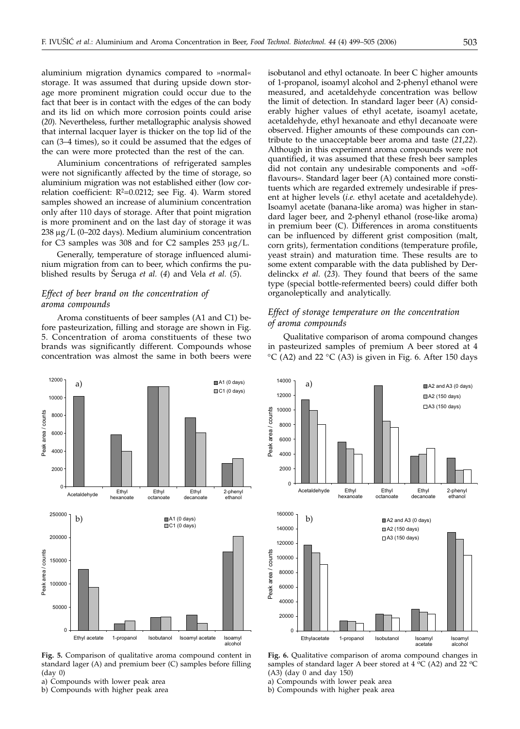aluminium migration dynamics compared to »normal« storage. It was assumed that during upside down storage more prominent migration could occur due to the fact that beer is in contact with the edges of the can body and its lid on which more corrosion points could arise (*20*). Nevertheless, further metallographic analysis showed that internal lacquer layer is thicker on the top lid of the can (3–4 times), so it could be assumed that the edges of the can were more protected than the rest of the can.

Aluminium concentrations of refrigerated samples were not significantly affected by the time of storage, so aluminium migration was not established either (low correlation coefficient: $R^2$=0.0212; see Fig. 4). Warm stored samples showed an increase of aluminium concentration only after 110 days of storage. After that point migration is more prominent and on the last day of storage it was 238 μg/L (0–202 days). Medium aluminium concentration for C3 samples was 308 and for C2 samples 253 μg/L.

Generally, temperature of storage influenced aluminium migration from can to beer, which confirms the published results by Šeruga *et al.* (*4*) and Vela *et al.* (*5*).

### *Effect of beer brand on the concentration of aroma compounds*

Aroma constituents of beer samples (A1 and C1) before pasteurization, filling and storage are shown in Fig. 5. Concentration of aroma constituents of these two brands was significantly different. Compounds whose concentration was almost the same in both beers were isobutanol and ethyl octanoate. In beer C higher amounts of 1-propanol, isoamyl alcohol and 2-phenyl ethanol were measured, and acetaldehyde concentration was bellow the limit of detection. In standard lager beer (A) considerably higher values of ethyl acetate, isoamyl acetate, acetaldehyde, ethyl hexanoate and ethyl decanoate were observed. Higher amounts of these compounds can contribute to the unacceptable beer aroma and taste (*21,22*). Although in this experiment aroma compounds were not quantified, it was assumed that these fresh beer samples did not contain any undesirable components and »off-flavours«. Standard lager beer (A) contained more constituents which are regarded extremely undesirable if present at higher levels (*i.e.* ethyl acetate and acetaldehyde). Isoamyl acetate (banana-like aroma) was higher in standard lager beer, and 2-phenyl ethanol (rose-like aroma) in premium beer (C). Differences in aroma constituents can be influenced by different grist composition (malt, corn grits), fermentation conditions (temperature profile, yeast strain) and maturation time. These results are to some extent comparable with the data published by Derdelinckx *et al.* (*23*). They found that beers of the same type (special bottle-refermented beers) could differ both organoleptically and analytically.

### *Effect of storage temperature on the concentration of aroma compounds*

Qualitative comparison of aroma compound changes in pasteurized samples of premium A beer stored at 4 °C (A2) and 22 °C (A3) is given in Fig. 6. After 150 days

**Fig. 5.** Comparison of qualitative aroma compound content in standard lager (A) and premium beer (C) samples before filling (day 0)
a) Compounds with lower peak area
b) Compounds with higher peak area

**Fig. 6.** Qualitative comparison of aroma compound changes in samples of standard lager A beer stored at 4 °C (A2) and 22 °C (A3) (day 0 and day 150)
a) Compounds with lower peak area
b) Compounds with higher peak area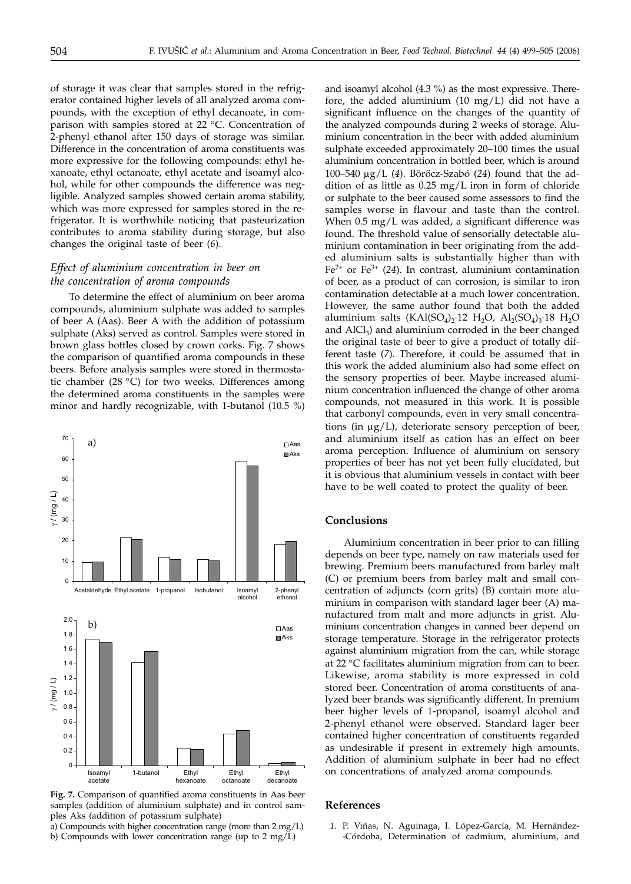of storage it was clear that samples stored in the refrigerator contained higher levels of all analyzed aroma compounds, with the exception of ethyl decanoate, in comparison with samples stored at 22 °C. Concentration of 2-phenyl ethanol after 150 days of storage was similar. Difference in the concentration of aroma constituents was more expressive for the following compounds: ethyl hexanoate, ethyl octanoate, ethyl acetate and isoamyl alcohol, while for other compounds the difference was negligible. Analyzed samples showed certain aroma stability, which was more expressed for samples stored in the refrigerator. It is worthwhile noticing that pasteurization contributes to aroma stability during storage, but also changes the original taste of beer (*6*).

### *Effect of aluminium concentration in beer on the concentration of aroma compounds*

To determine the effect of aluminium on beer aroma compounds, aluminium sulphate was added to samples of beer A (Aas). Beer A with the addition of potassium sulphate (Aks) served as control. Samples were stored in brown glass bottles closed by crown corks. Fig. 7 shows the comparison of quantified aroma compounds in these beers. Before analysis samples were stored in thermostatic chamber (28 °C) for two weeks. Differences among the determined aroma constituents in the samples were minor and hardly recognizable, with 1-butanol (10.5 %) and isoamyl alcohol (4.3 %) as the most expressive. Therefore, the added aluminium (10 mg/L) did not have a significant influence on the changes of the quantity of the analyzed compounds during 2 weeks of storage. Aluminium concentration in the beer with added aluminium sulphate exceeded approximately 20–100 times the usual aluminium concentration in bottled beer, which is around 100–540 μg/L (*4*). Böröcz-Szabó (*24*) found that the addition of as little as 0.25 mg/L iron in form of chloride or sulphate to the beer caused some assessors to find the samples worse in flavour and taste than the control. When 0.5 mg/L was added, a significant difference was found. The threshold value of sensorially detectable aluminium contamination in beer originating from the added aluminium salts is substantially higher than with $Fe^{2+}$ or $Fe^{3+}$ (*24*). In contrast, aluminium contamination of beer, as a product of can corrosion, is similar to iron contamination detectable at a much lower concentration. However, the same author found that both the added aluminium salts ($KAl(SO_4)_2{\cdot}12\ H_2O$, $Al_2(SO_4)_3{\cdot}18\ H_2O$ and $AlCl_3$) and aluminium corroded in the beer changed the original taste of beer to give a product of totally different taste (*7*). Therefore, it could be assumed that in this work the added aluminium also had some effect on the sensory properties of beer. Maybe increased aluminium concentration influenced the change of other aroma compounds, not measured in this work. It is possible that carbonyl compounds, even in very small concentrations (in μg/L), deteriorate sensory perception of beer, and aluminium itself as cation has an effect on beer aroma perception. Influence of aluminium on sensory properties of beer has not yet been fully elucidated, but it is obvious that aluminium vessels in contact with beer have to be well coated to protect the quality of beer.

**Fig. 7.** Comparison of quantified aroma constituents in Aas beer samples (addition of aluminium sulphate) and in control samples Aks (addition of potassium sulphate)
a) Compounds with higher concentration range (more than 2 mg/L)
b) Compounds with lower concentration range (up to 2 mg/L)

## Conclusions

Aluminium concentration in beer prior to can filling depends on beer type, namely on raw materials used for brewing. Premium beers manufactured from barley malt (C) or premium beers from barley malt and small concentration of adjuncts (corn grits) (B) contain more aluminium in comparison with standard lager beer (A) manufactured from malt and more adjuncts in grist. Aluminium concentration changes in canned beer depend on storage temperature. Storage in the refrigerator protects against aluminium migration from the can, while storage at 22 °C facilitates aluminium migration from can to beer. Likewise, aroma stability is more expressed in cold stored beer. Concentration of aroma constituents of analyzed beer brands was significantly different. In premium beer higher levels of 1-propanol, isoamyl alcohol and 2-phenyl ethanol were observed. Standard lager beer contained higher concentration of constituents regarded as undesirable if present in extremely high amounts. Addition of aluminium sulphate in beer had no effect on concentrations of analyzed aroma compounds.

## References

*1.* P. Viñas, N. Aguinaga, I. López-García, M. Hernández-Córdoba, Determination of cadmium, aluminium, and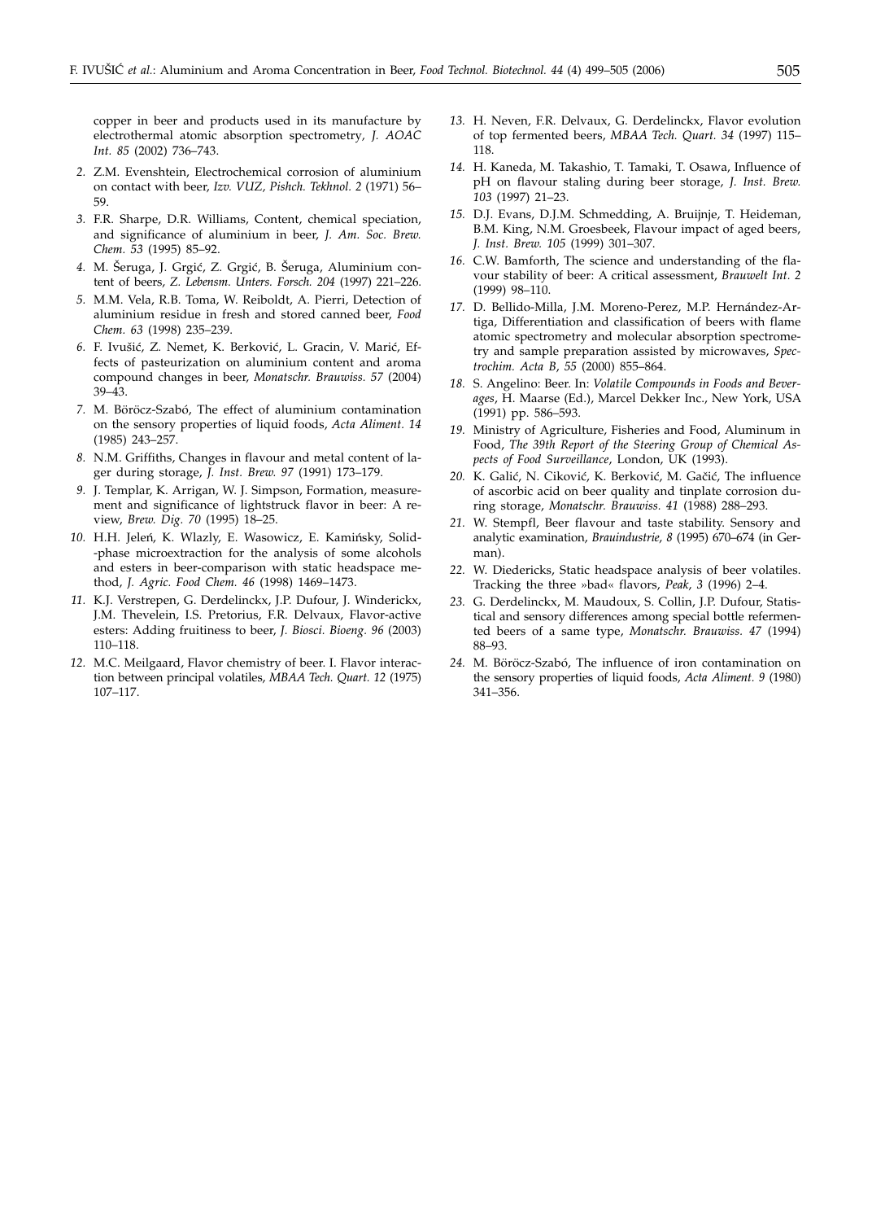copper in beer and products used in its manufacture by electrothermal atomic absorption spectrometry, *J. AOAC Int. 85* (2002) 736–743.

2. Z.M. Evenshtein, Electrochemical corrosion of aluminium on contact with beer, *Izv. VUZ, Pishch. Tekhnol. 2* (1971) 56–59.
3. F.R. Sharpe, D.R. Williams, Content, chemical speciation, and significance of aluminium in beer, *J. Am. Soc. Brew. Chem. 53* (1995) 85–92.
4. M. Šeruga, J. Grgić, Z. Grgić, B. Šeruga, Aluminium content of beers, *Z. Lebensm. Unters. Forsch. 204* (1997) 221–226.
5. M.M. Vela, R.B. Toma, W. Reiboldt, A. Pierri, Detection of aluminium residue in fresh and stored canned beer, *Food Chem. 63* (1998) 235–239.
6. F. Ivušić, Z. Nemet, K. Berković, L. Gracin, V. Marić, Effects of pasteurization on aluminium content and aroma compound changes in beer, *Monatschr. Brauwiss. 57* (2004) 39–43.
7. M. Böröcz-Szabó, The effect of aluminium contamination on the sensory properties of liquid foods, *Acta Aliment. 14* (1985) 243–257.
8. N.M. Griffiths, Changes in flavour and metal content of lager during storage, *J. Inst. Brew. 97* (1991) 173–179.
9. J. Templar, K. Arrigan, W. J. Simpson, Formation, measurement and significance of lightstruck flavor in beer: A review, *Brew. Dig. 70* (1995) 18–25.
10. H.H. Jeleń, K. Wlazly, E. Wasowicz, E. Kamińsky, Solid-phase microextraction for the analysis of some alcohols and esters in beer-comparison with static headspace method, *J. Agric. Food Chem. 46* (1998) 1469–1473.
11. K.J. Verstrepen, G. Derdelinckx, J.P. Dufour, J. Winderickx, J.M. Thevelein, I.S. Pretorius, F.R. Delvaux, Flavor-active esters: Adding fruitiness to beer, *J. Biosci. Bioeng. 96* (2003) 110–118.
12. M.C. Meilgaard, Flavor chemistry of beer. I. Flavor interaction between principal volatiles, *MBAA Tech. Quart. 12* (1975) 107–117.
13. H. Neven, F.R. Delvaux, G. Derdelinckx, Flavor evolution of top fermented beers, *MBAA Tech. Quart. 34* (1997) 115–118.
14. H. Kaneda, M. Takashio, T. Tamaki, T. Osawa, Influence of pH on flavour staling during beer storage, *J. Inst. Brew. 103* (1997) 21–23.
15. D.J. Evans, D.J.M. Schmedding, A. Bruijnje, T. Heideman, B.M. King, N.M. Groesbeek, Flavour impact of aged beers, *J. Inst. Brew. 105* (1999) 301–307.
16. C.W. Bamforth, The science and understanding of the flavour stability of beer: A critical assessment, *Brauwelt Int. 2* (1999) 98–110.
17. D. Bellido-Milla, J.M. Moreno-Perez, M.P. Hernández-Artiga, Differentiation and classification of beers with flame atomic spectrometry and molecular absorption spectrometry and sample preparation assisted by microwaves, *Spectrochim. Acta B, 55* (2000) 855–864.
18. S. Angelino: Beer. In: *Volatile Compounds in Foods and Beverages*, H. Maarse (Ed.), Marcel Dekker Inc., New York, USA (1991) pp. 586–593.
19. Ministry of Agriculture, Fisheries and Food, Aluminum in Food, *The 39th Report of the Steering Group of Chemical Aspects of Food Surveillance*, London, UK (1993).
20. K. Galić, N. Ciković, K. Berković, M. Gačić, The influence of ascorbic acid on beer quality and tinplate corrosion during storage, *Monatschr. Brauwiss. 41* (1988) 288–293.
21. W. Stempfl, Beer flavour and taste stability. Sensory and analytic examination, *Brauindustrie, 8* (1995) 670–674 (in German).
22. W. Diedericks, Static headspace analysis of beer volatiles. Tracking the three »bad« flavors, *Peak, 3* (1996) 2–4.
23. G. Derdelinckx, M. Maudoux, S. Collin, J.P. Dufour, Statistical and sensory differences among special bottle refermented beers of a same type, *Monatschr. Brauwiss. 47* (1994) 88–93.
24. M. Böröcz-Szabó, The influence of iron contamination on the sensory properties of liquid foods, *Acta Aliment. 9* (1980) 341–356.